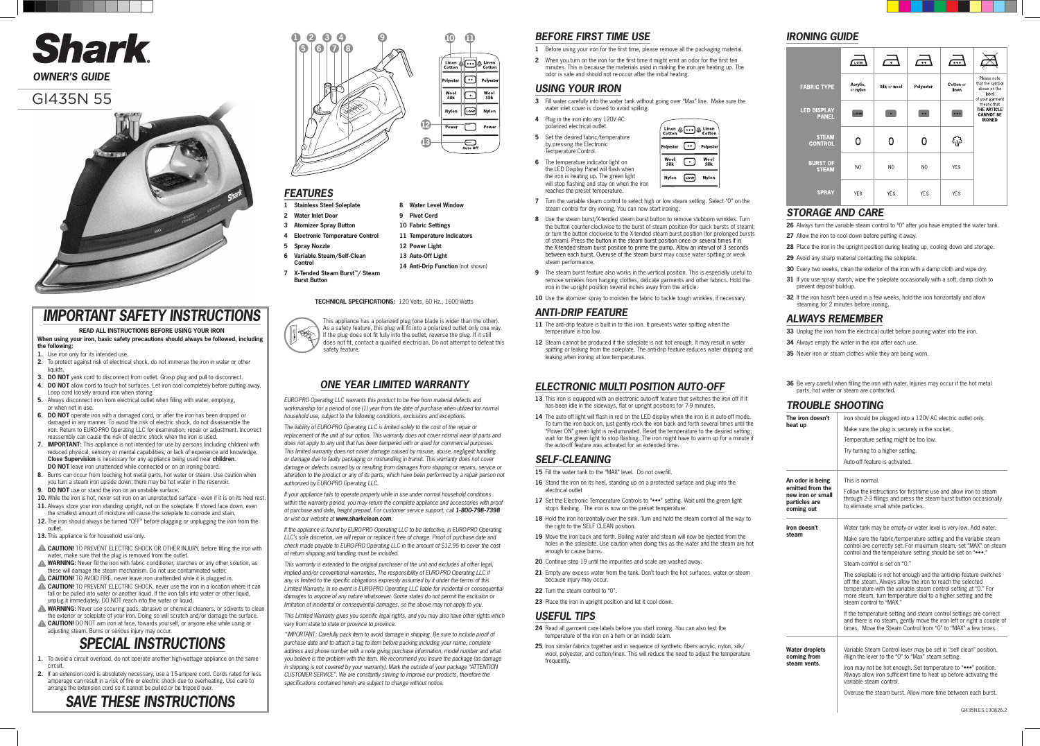# Shark

## OWNER'S GUIDE

# GI435N 55

## IMPORTANT SAFETY INSTRUCTIONS

**READ ALL INSTRUCTIONS BEFORE USING YOUR IRON**

**When using your iron, basic safety precautions should always be followed, including the following:**

1. Use iron only for its intended use.
2. To protect against risk of electrical shock, do not immerse the iron in water or other liquids.
3. **DO NOT** yank cord to disconnect from outlet. Grasp plug and pull to disconnect.
4. **DO NOT** allow cord to touch hot surfaces. Let iron cool completely before putting away. Loop cord loosely around iron when storing.
5. Always disconnect iron from electrical outlet when filling with water, emptying, or when not in use.
6. **DO NOT** operate iron with a damaged cord, or after the iron has been dropped or damaged in any manner. To avoid the risk of electric shock, do not disassemble the iron. Return to EURO-PRO Operating LLC for examination, repair or adjustment. Incorrect reassembly can cause the risk of electric shock when the iron is used.
7. **IMPORTANT:** This appliance is not intended for use by persons (including children) with reduced physical, sensory or mental capabilities, or lack of experience and knowledge. **Close Supervision** is necessary for any appliance being used near **children**. **DO NOT** leave iron unattended while connected or on an ironing board.
8. Burns can occur from touching hot metal parts, hot water or steam. Use caution when you turn a steam iron upside down; there may be hot water in the reservoir.
9. **DO NOT** use or stand the iron on an unstable surface.
10. While the iron is hot, never set iron on an unprotected surface - even if it is on its heel rest.
11. Always store your iron standing upright, not on the soleplate. If stored face down, even the smallest amount of moisture will cause the soleplate to corrode and stain.
12. The iron should always be turned "OFF" before plugging or unplugging the iron from the outlet.
13. This appliance is for household use only.

⚠ **CAUTION!** TO PREVENT ELECTRIC SHOCK OR OTHER INJURY, before filling the iron with water, make sure that the plug is removed from the outlet.
⚠ **WARNING:** Never fill the iron with fabric conditioner, starches or any other solution, as these will damage the steam mechanism. Do not use contaminated water.
⚠ **CAUTION!** TO AVOID FIRE, never leave iron unattended while it is plugged in.
⚠ **CAUTION!** TO PREVENT ELECTRIC SHOCK, never use the iron in a location where it can fall or be pulled into water or another liquid. If the iron falls into water or other liquid, unplug it immediately. DO NOT reach into the water or liquid.
⚠ **WARNING:** Never use scouring pads, abrasive or chemical cleaners, or solvents to clean the exterior or soleplate of your iron. Doing so will scratch and/or damage the surface.
⚠ **CAUTION!** DO NOT aim iron at face, towards yourself, or anyone else while using or adjusting steam. Burns or serious injury may occur.

## SPECIAL INSTRUCTIONS

1. To avoid a circuit overload, do not operate another high-wattage appliance on the same circuit.
2. If an extension cord is absolutely necessary, use a 15-ampere cord. Cords rated for less amperage can result in a risk of fire or electric shock due to overheating. Use care to arrange the extension cord so it cannot be pulled or be tripped over.

## SAVE THESE INSTRUCTIONS

## FEATURES

1. Stainless Steel Soleplate
2. Water Inlet Door
3. Atomizer Spray Button
4. Electronic Temperature Control
5. Spray Nozzle
6. Variable Steam/Self-Clean Control
7. X-Tended Steam Burst™/ Steam Burst Button
8. Water Level Window
9. Pivot Cord
10. Fabric Settings
11. Temperature Indicators
12. Power Light
13. Auto-Off Light
14. Anti-Drip Function (not shown)

**TECHNICAL SPECIFICATIONS:** 120 Volts, 60 Hz., 1600 Watts

This appliance has a polarized plug (one blade is wider than the other). As a safety feature, this plug will fit into a polarized outlet only one way. If the plug does not fit fully into the outlet, reverse the plug. If it still does not fit, contact a qualified electrician. Do not attempt to defeat this safety feature.

## ONE YEAR LIMITED WARRANTY

*EURO-PRO Operating LLC warrants this product to be free from material defects and workmanship for a period of one (1) year from the date of purchase when utilized for normal household use, subject to the following conditions, exclusions and exceptions.*

*The liability of EURO-PRO Operating LLC is limited solely to the cost of the repair or replacement of the unit at our option. This warranty does not cover normal wear of parts and does not apply to any unit that has been tampered with or used for commercial purposes. This limited warranty does not cover damage caused by misuse, abuse, negligent handling or damage due to faulty packaging or mishandling in transit. This warranty does not cover damage or defects caused by or resulting from damages from shipping or repairs, service or alteration to the product or any of its parts, which have been performed by a repair person not authorized by EURO-PRO Operating LLC.*

*If your appliance fails to operate properly while in use under normal household conditions within the warranty period, you may return the complete appliance and accessories with proof of purchase and date, freight prepaid. For customer service support, call **1-800-798-7398** or visit our website at **www.sharkclean.com**.*

*If the appliance is found by EURO-PRO Operating LLC to be defective, in EURO-PRO Operating LLC's sole discretion, we will repair or replace it free of charge. Proof of purchase date and check made payable to EURO-PRO Operating LLC in the amount of $12.95 to cover the cost of return shipping and handling must be included.*

*This warranty is extended to the original purchaser of the unit and excludes all other legal, implied and/or conventional warranties. The responsibility of EURO-PRO Operating LLC if any, is limited to the specific obligations expressly assumed by it under the terms of this Limited Warranty. In no event is EURO-PRO Operating LLC liable for incidental or consequential damages to anyone of any nature whatsoever. Some states do not permit the exclusion or limitation of incidental or consequential damages, so the above may not apply to you.*

*This Limited Warranty gives you specific legal rights, and you may also have other rights which vary from state to state or province to province.*

*\*IMPORTANT: Carefully pack item to avoid damage in shipping. Be sure to include proof of purchase date and to attach a tag to item before packing including your name, complete address and phone number with a note giving purchase information, model number and what you believe is the problem with the item. We recommend you insure the package (as damage in shipping is not covered by your warranty). Mark the outside of your package "ATTENTION CUSTOMER SERVICE". We are constantly striving to improve our products, therefore the specifications contained herein are subject to change without notice.*

## BEFORE FIRST TIME USE

1. Before using your iron for the first time, please remove all the packaging material.
2. When you turn on the iron for the first time it might emit an odor for the first ten minutes. This is because the materials used in making the iron are heating up. The odor is safe and should not re-occur after the initial heating.

## USING YOUR IRON

3. Fill water carefully into the water tank without going over "Max" line. Make sure the water inlet cover is closed to avoid spilling.
4. Plug in the iron into any 120V AC polarized electrical outlet.
5. Set the desired fabric/temperature by pressing the Electronic Temperature Control.
6. The temperature indicator light on the LED Display Panel will flash when the iron is heating up. The green light will stop flashing and stay on when the iron reaches the preset temperature.
7. Turn the variable steam control to select high or low steam setting. Select "0" on the steam control for dry ironing. You can now start ironing.
8. Use the steam burst/X-tended steam burst button to remove stubborn wrinkles. Turn the button counter-clockwise to the burst of steam position (for quick bursts of steam); or turn the button clockwise to the X-tended steam burst position (for prolonged bursts of steam). Press the button in the steam burst position once or several times if in the X-tended steam burst position to prime the pump. Allow an interval of 3 seconds between each burst. Overuse of the steam burst may cause water spitting or weak steam performance.
9. The steam burst feature also works in the vertical position. This is especially useful to remove wrinkles from hanging clothes, delicate garments and other fabrics. Hold the iron in the upright position several inches away from the article.
10. Use the atomizer spray to moisten the fabric to tackle tough wrinkles, if necessary.

## ANTI-DRIP FEATURE

11. The anti-drip feature is built in to this iron. It prevents water spitting when the temperature is too low.
12. Steam cannot be produced if the soleplate is not hot enough. It may result in water spitting or leaking from the soleplate. The anti-drip feature reduces water dripping and leaking when ironing at low temperatures.

## ELECTRONIC MULTI POSITION AUTO-OFF

13. This iron is equipped with an electronic auto-off feature that switches the iron off if it has been idle in the sideways, flat or upright positions for 7-9 minutes.
14. The auto-off light will flash in red on the LED display when the iron is in auto-off mode. To turn the iron back on, just gently rock the iron back and forth several times until the "Power ON" green light is re-illuminated. Reset the temperature to the desired setting; wait for the green light to stop flashing. The iron might have to warm up for a minute if the auto-off feature was activated for an extended time.

## SELF-CLEANING

15. Fill the water tank to the "MAX" level. Do not overfill.
16. Stand the iron on its heel, standing up on a protected surface and plug into the electrical outlet
17. Set the Electronic Temperature Controls to "•••" setting. Wait until the green light stops flashing. The iron is now on the preset temperature.
18. Hold the iron horizontally over the sink. Turn and hold the steam control all the way to the right to the SELF CLEAN position.
19. Move the iron back and forth. Boiling water and steam will now be ejected from the holes in the soleplate. Use caution when doing this as the water and the steam are hot enough to cause burns.
20. Continue step 19 until the impurities and scale are washed away.
21. Empty any excess water from the tank. Don't touch the hot surfaces, water or steam because injury may occur.
22. Turn the steam control to "0".
23. Place the iron in upright position and let it cool down.

## USEFUL TIPS

24. Read all garment care labels before you start ironing. You can also test the temperature of the iron on a hem or an inside seam.
25. Iron similar fabrics together and in sequence of synthetic fibers acrylic, nylon, silk/wool, polyester, and cotton/linen. This will reduce the need to adjust the temperature frequently.

## IRONING GUIDE

| | LOW | • | •• | ••• | ✕ |
|---|---|---|---|---|---|
| FABRIC TYPE | Acrylic, or nylon | Silk or wool | Polyester | Cotton or linen | Please note that the symbol above on the label of your garment means that THE ARTICLE CANNOT BE IRONED |
| LED DISPLAY PANEL | LOW | • | •• | ••• | |
| STEAM CONTROL | 0 | 0 | 0 | | |
| BURST OF STEAM | NO | NO | NO | YES | |
| SPRAY | YES | YES | YES | YES | |

## STORAGE AND CARE

26. Always turn the variable steam control to "0" after you have emptied the water tank.
27. Allow the iron to cool down before putting it away.
28. Place the iron in the upright position during heating up, cooling down and storage.
29. Avoid any sharp material contacting the soleplate.
30. Every two weeks, clean the exterior of the iron with a damp cloth and wipe dry.
31. If you use spray starch, wipe the soleplate occasionally with a soft, damp cloth to prevent deposit build-up.
32. If the iron hasn't been used in a few weeks, hold the iron horizontally and allow steaming for 2 minutes before ironing.

## ALWAYS REMEMBER

33. Unplug the iron from the electrical outlet before pouring water into the iron.
34. Always empty the water in the iron after each use.
35. Never iron or steam clothes while they are being worn.
36. Be very careful when filling the iron with water. Injuries may occur if the hot metal parts, hot water or steam are contacted.

## TROUBLE SHOOTING

| | |
|---|---|
| **The iron doesn't heat up** | Iron should be plugged into a 120V AC electric outlet only.<br>Make sure the plug is securely in the socket.<br>Temperature setting might be too low.<br>Try turning to a higher setting.<br>Auto-off feature is activated. |
| **An odor is being emitted from the new iron or small particles are coming out** | This is normal.<br>Follow the instructions for first-time use and allow iron to steam through 2-3 fillings and press the steam burst button occasionally to eliminate small white particles. |
| **Iron doesn't steam** | Water tank may be empty or water level is very low. Add water.<br>Make sure the fabric/temperature setting and the variable steam control are correctly set. For maximum steam, set "MAX" on steam control and the temperature setting should be set on "•••."<br>Steam control is set on "0."<br>The soleplate is not hot enough and the anti-drip feature switches off the steam. Always allow the iron to reach the selected temperature with the variable steam control setting at "0." For more steam, turn temperature dial to a higher setting and the steam control to "MAX."<br>If the temperature setting and steam control settings are correct and there is no steam, gently move the iron left or right a couple of times. Move the Steam Control from "0" to "MAX" a few times. |
| **Water droplets coming from steam vents.** | Variable Steam Control lever may be set in "self clean" position. Align the lever to the "0" to "Max" steam setting.<br>Iron may not be hot enough. Set temperature to "•••" position. Always allow iron sufficient time to heat up before activating the variable steam control.<br>Overuse the steam burst. Allow more time between each burst. |

GI435N.E.S.130826.2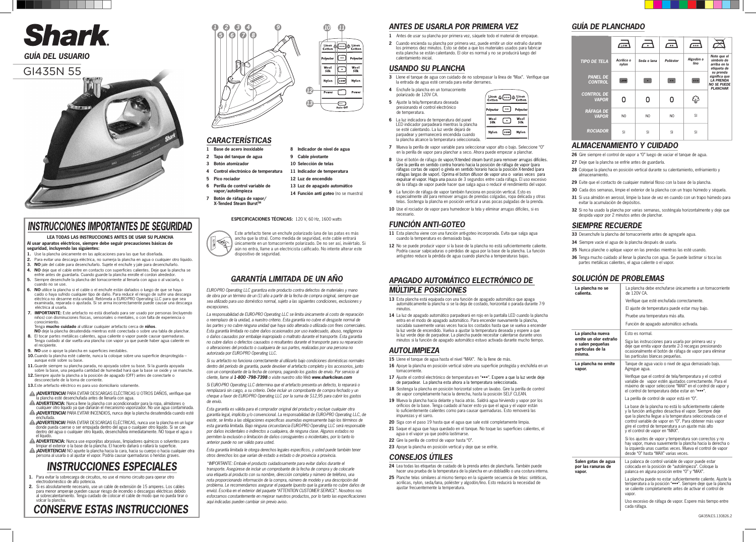# Shark

*GUÍA DEL USUARIO*

GI435N 55

## INSTRUCCIONES IMPORTANTES DE SEGURIDAD

**LEA TODAS LAS INSTRUCCIONES ANTES DE USAR SU PLANCHA**

**Al usar aparatos eléctricos, siempre debe seguir precauciones básicas de seguridad, incluyendo las siguientes:**

1. Use la plancha únicamente en las aplicaciones para las que fue diseñada.
2. Para evitar una descarga eléctrica, no sumerja la plancha en agua o cualquier otro líquido.
3. **NO** jale del cable para desenchufarlo. Sujete el enchufe y jale para desenchufarlo.
4. **NO** deje que el cable entre en contacto con superficies calientes. Deje que la plancha se enfríe antes de guardarla. Cuando guarde la plancha enrolle el cordón alrededor.
5. Siempre desenchufe la plancha del tomacorriente al llenarla con agua o al vaciarla, o cuando no se use.
6. **NO** utilice la plancha si el cable o el enchufe están dañados o luego de que se haya caído o haya sufrido cualquier tipo de daño. Para reducir el riesgo de sufrir una descarga eléctrica no desarme esta unidad. Retórnela a EURO-PRO Operating LLC para que sea examinada, reparada o ajustada. Si se arma incorrectamente puede causar una descarga eléctrica al usarla.
7. **IMPORTANTE:** Este artefacto no está diseñado para ser usado por personas (incluyendo niños) con disminuciones físicas, sensoriales o mentales, o con falta de experiencia o conocimiento.
   Tenga **mucho cuidado** al utilizar cualquier artefacto cerca de **niños**.
   **NO** deje la plancha desatendida mientras esté conectada o sobre una tabla de planchar.
8. El tocar partes metálicas calientes, agua caliente o vapor puede causar quemaduras. Tenga cuidado al dar vuelta una plancha con vapor ya que puede haber agua caliente en el recipiente.
9. **NO** use o apoye la plancha en superficies inestables.
10. Cuando la plancha esté caliente, nunca la coloque sobre una superficie desprotegida – aunque esté sobre su base.
11. Guarde siempre su plancha parada, no apoyada sobre su base. Si la guarda apoyada sobre la base, una pequeña cantidad de humedad hará que la base se oxide y se manche.
12. Siempre ajuste la plancha a la posición de apagado (OFF) antes de conectarle o desconectarle de la toma de corriente.
13. Este artefacto eléctrico es para uso domiciliario solamente.

⚠ **¡ADVERTENCIA!** PARA EVITAR DESCARGAS ELÉCTRICAS U OTROS DAÑOS, verifique que la plancha esté desenchufada antes de llenarla con agua.

⚠ **ADVERTENCIA:** Nunca llene la plancha con acondicionador para la ropa, almidones o cualquier otro líquido ya que dañarán el mecanismo vaporizador. No use agua contaminada.

⚠ **¡ADVERTENCIA!** PARA EVITAR INCENDIOS, nunca deje la plancha desatendida cuando esté enchufada.

⚠ **¡ADVERTENCIA!** PARA EVITAR DESCARGAS ELÉCTRICAS, nunca use la plancha en un lugar donde pueda caerse o ser empujada dentro del agua o cualquier otro líquido. Si se cae dentro del agua o cualquier otro líquido, desenchúfela inmediatamente. NO toque el agua o el líquido.

⚠ **ADVERTENCIA:** Nunca use esponjitas abrasivas, limpiadores químicos o solventes para limpiar el exterior o la base de la plancha. El hacerlo dañará o rallará la superficie.

⚠ **¡ADVERTENCIA!** NO apunte la plancha hacia la cara, hacia su cuerpo o hacia cualquier otra persona al usarla o al ajustar el vapor. Podría causar quemaduras o heridas graves.

## INSTRUCCIONES ESPECIALES

1. Para evitar la sobrecarga de circuitos, no use el mismo circuito para operar otro electrodoméstico de alto potencia.
2. Si es absolutamente necesario, use un cable de extensión de 15 amperes. Los cables para menor amperaje pueden causar riesgo de incendio o descargas eléctricas debido al sobrecalentamiento. Tenga cuidado de colocar el cable de modo que no pueda tirar o volcar la plancha.

## CONSERVE ESTAS INSTRUCCIONES

1 2 3 4 9 10 11
5 6 7 8
12
13

Linen Cotton | Polyester | Wool Silk | Nylon | LOW | Power | Auto-Off

## CARACTERÍSTICAS

1. **Base de acero inoxidable**
2. **Tapa del tanque de agua**
3. **Botón atomizador**
4. **Control electrónico de temperatura**
5. **Pico rociador**
6. **Perilla de control variable de vapor/autolimpieza**
7. **Botón de ráfaga de vapor/ X-Tended Steam Burst™**
8. **Indicador de nivel de agua**
9. **Cable pivotante**
10. **Selección de telas**
11. **Indicador de temperatura**
12. **Luz de encendido**
13. **Luz de apagado automático**
14. **Función anti goteo** (no se muestra)

**ESPECIFICACIONES TÉCNICAS:** 120 V, 60 Hz, 1600 watts

Este artefacto tiene un enchufe polarizado (una de las patas es más ancha que la otra). Como medida de seguridad, este cable entrará únicamente en un tomacorriente polarizado. De no ser así, inviértalo. Si aún no entra, llame a un electricista calificado. No intente alterar este dispositivo de seguridad.

## GARANTÍA LIMITADA DE UN AÑO

*EURO-PRO Operating LLC garantiza este producto contra defectos de materiales y mano de obra por un término de un (1) año a partir de la fecha de compra original, siempre que sea utilizado para uso doméstico normal, sujeto a las siguientes condiciones, exclusiones y excepciones.*

*La responsabilidad de EURO-PRO Operating LLC se limita únicamente al costo de reparación o reemplazo de la unidad, a nuestro criterio. Esta garantía no cubre el desgaste normal de las partes y no cubre ninguna unidad que haya sido alterada o utilizada con fines comerciales. Esta garantía limitada no cubre daños ocasionados por uso inadecuado, abuso, negligencia o daños causados por embalaje inapropiado o maltrato durante el transporte. Esta garantía no cubre daños o defectos causados o resultantes durante el transporte para su reparación o alteraciones del producto o cualquiera de sus partes, realizadas por una persona no autorizada por EURO-PRO Operating LLC.*

*Si su artefacto no funciona correctamente al utilizarlo bajo condiciones domésticas normales dentro del período de garantía, puede devolver el artefacto completo y los accesorios, junto con un comprobante de la fecha de compra, pagando los gastos de envío. Por servicio al cliente, llame al **1-800 -798-7398** o visite nuestro sitio Web **www.sharkclean.com***

*Si EURO-PRO Operating LLC determina que el artefacto presenta un defecto, lo reparará o remplazará sin cargo, a su criterio. Debe incluir un comprobante de compra fechado y un cheque a favor de EURO-PRO Operating LLC por la suma de $12,95 para cubrir los gastos de envío.*

*Esta garantía es válida para el comprador original del producto y excluye cualquier otra garantía legal, implícita y/o convencional. La responsabilidad de EURO-PRO Operating LLC, de existir, se limita a las obligaciones específicas asumidas expresamente bajo los términos de esta garantía limitada. Bajo ninguna circunstancia EURO-PRO Operating LLC será responsable por daños incidentales o indirectos a cualquiera, de ninguna clase. Algunos estados no permiten la exclusión o limitación de daños consiguientes o incidentales, por lo tanto lo anterior puede no ser válido para usted.*

*Esta garantía limitada le otorga derechos legales específicos, y usted puede también tener otros derechos los que varían de estado a estado o de provincia a provincia.*

*\*IMPORTANTE: Embale el producto cuidadosamente para evitar daños durante el transporte. Asegúrese de incluir un comprobante de la fecha de compra y de colocarle una etiqueta al producto con su nombre, dirección completa y número de teléfono, una nota proporcionando información de la compra, número de modelo y una descripción del problema. Le recomendamos asegurar el paquete (puesto que la garantía no cubre daños de envío). Escriba en el exterior del paquete "ATTENTION CUSTOMER SERVICE". Nosotros nos esforzamos constantemente en mejorar nuestros productos, por lo tanto las especificaciones aquí indicadas pueden cambiar sin previo aviso.*

## ANTES DE USARLA POR PRIMERA VEZ

1. Antes de usar su plancha por primera vez, sáquele todo el material de empaque.
2. Cuando encienda su plancha por primera vez, puede emitir un olor extraño durante los primeros diez minutos. Esto se debe a que los materiales usados para fabricar esta plancha se están calentando. El olor es normal y no se producirá luego del calentamiento inicial.

## USANDO SU PLANCHA

3. Llene el tanque de agua con cuidado de no sobrepasar la línea de "Max". Verifique que la entrada de agua esté cerrada para evitar derrames.
4. Enchufe la plancha en un tomacorriente polarizado de 120V CA.
5. Ajuste la tela/temperatura deseada presionando el control electrónico de temperatura.
6. La luz indicadora de temperatura del panel LED indicador parpadeará mientras la plancha se esté calentando. La luz verde dejará de parpadear y permanecerá encendida cuando la plancha alcance la temperatura seleccionada.
7. Mueva la perilla de vapor variable para seleccionar vapor alto o bajo. Seleccione "0" en la perilla de vapor para planchar a seco. Ahora puede empezar a planchar.
8. Use el botón de ráfaga de vapor/X-tended steam burst para remover arrugas difíciles. Gire la perilla en sentido contra horario hacia la posición de ráfaga de vapor (para ráfagas cortas de vapor) o gírela en sentido horario hacia la posición X-tended (para ráfagas largas de vapor). Oprima el botón difusor de vapor una o varias veces para expulsar el vapor. Haga una pausa de 3 segundos entre cada ráfaga. El uso excesivo de la ráfaga de vapor puede hacer que salga agua o reducir el rendimiento del vapor.
9. La función de ráfaga de vapor también funciona en posición vertical. Esto es especialmente útil para remover arrugas de prendas colgadas, ropa delicada y otras telas. Sostenga la plancha en posición vertical a unas pocas pulgadas de la prenda.
10. Use el rociador de vapor para humedecer la tela y eliminar arrugas difíciles, si es necesario.

## FUNCIÓN ANTI-GOTEO

11. Esta plancha viene con una función anti-goteo incorporada. Evita que salga agua cuando la temperatura es demasiado baja.
12. No se puede producir vapor si la base de la plancha no está suficientemente caliente. Podría causar salpicaduras o pérdidas de agua por la base de la plancha. La función anti-goteo reduce la pérdida de agua cuando plancha a temperaturas bajas.

## APAGADO AUTOMÁTICO ELECTRÓNICO DE MÚLTIPLE POSICIONES

13. Esta plancha está equipada con una función de apagado automático que apaga automáticamente la plancha si se la deja de costado, horizontal o parada durante 7-9 minutos.
14. La luz de apagado automático parpadeará en rojo en la pantalla LED cuando la plancha entra en el modo de apagado automático. Para encender nuevamente la plancha, sacúdala suavemente varias veces hacia los costados hasta que se vuelva a encender la luz verde de encendido. Vuelva a ajustar la temperatura deseada y espere a que la luz verde deje de parpadear. La plancha puede necesitar calentarse durante unos minutos si la función de apagado automático estuvo activada durante mucho tiempo.

## AUTOLIMPIEZA

15. Llene el tanque de agua hasta el nivel "MAX". No la llene de más.
16. Apoye la plancha en posición vertical sobre una superficie protegida y enchúfela en un tomacorriente.
17. Ajuste el control electrónico de temperatura en "•••". Espere a que la luz verde deje de parpadear. La plancha esta ahora a la temperatura seleccionada.
18. Sostenga la plancha en posición horizontal sobre un lavabo. Gire la perilla de control de vapor completamente hacia la derecha, hasta la posición SELF CLEAN.
19. Mueva la plancha hacia delante y hacia atrás. Saldrá agua hirviendo y vapor por los orificios de la base. Tenga cuidado al hacer esto ya que el agua y el vapor están lo suficientemente calientes como para causar quemaduras. Esto removerá las impurezas y el sarro.
20. Siga con el paso 19 hasta que el agua que sale esté completamente limpia.
21. Saque el agua que haya quedado en el tanque. No toque las superficies calientes, el agua o el vapor ya que podría lastimarse.
22. Gire la perilla de control de vapor hasta "0".
23. Apoye la plancha en posición vertical y deje que se enfríe.

## CONSEJOS ÚTILES

24. Lea todas las etiquetas de cuidado de la prenda antes de plancharla. También puede hacer una prueba de la temperatura de la plancha en un dobladillo o una costura interna.
25. Planche telas similares al mismo tiempo en la siguiente secuencia de telas: sintéticas, acrílicas, nylon, seda/lana, poliéster y algodón/lino. Esto reducirá la necesidad de ajustar frecuentemente la temperatura.

## GUÍA DE PLANCHADO

| | LOW | • | •• | ••• | ⊠ |
|---|---|---|---|---|---|
| **TIPO DE TELA** | Acrílico o nylon | Seda o lana | Poliéster | Algodón o lino | Note que el símbolo de arriba en la etiqueta de su prenda significa que LA PRENDA NO SE PUEDE PLANCHAR |
| **PANEL DE CONTROL** | LOW | • | •• | ••• | |
| **CONTROL DE VAPOR** | 0 | 0 | 0 | ♨ | |
| **RÁFAGA DE VAPOR** | NO | NO | NO | SI | |
| **ROCIADOR** | SI | SI | SI | SI | |

## ALMACENAMIENTO Y CUIDADO

26. Gire siempre el control de vapor a "0" luego de vaciar el tanque de agua.
27. Deje que la plancha se enfríe antes de guardarla.
28. Coloque la plancha en posición vertical durante su calentamiento, enfriamiento y almacenamiento.
29. Evite que el contacto de cualquier material filoso con la base de la plancha.
30. Cada dos semanas, limpie el exterior de la plancha con un trapo húmedo y séquela.
31. Si usa almidón en aerosol, limpie la base de vez en cuando con un trapo húmedo para evitar la acumulación de depósitos.
32. Si no ha usado la plancha por varias semanas, sosténgala horizontalmente y deje que despida vapor por 2 minutos antes de planchar.

## SIEMPRE RECUERDE

33. Desenchufe la plancha del tomacorriente antes de agregarle agua.
34. Siempre vacíe el agua de la plancha después de usarla.
35. Nunca planche o aplique vapor en las prendas mientras las esté usando.
36. Tenga mucho cuidado al llenar la plancha con agua. Se puede lastimar si toca las partes metálicas calientes, el agua caliente o el vapor.

## SOLUCIÓN DE PROBLEMAS

| | |
|---|---|
| **La plancha no se calienta.** | La plancha debe enchufarse únicamente a un tomacorriente de 120V CA. |
| | Verifique que esté enchufada correctamente. |
| | El ajuste de temperatura puede estar muy bajo. |
| | Pruebe una temperatura más alta. |
| | Función de apagado automático activada. |
| **La plancha nueva emite un olor extraño o salen pequeñas partículas de la misma.** | Esto es normal. |
| | Siga las instrucciones para usarla por primera vez y deje que emita vapor durante 2-3 recargas presionando ocasionalmente el botón de ráfaga de vapor para eliminar las partículas blancas pequeñas. |
| **La plancha no emite vapor.** | Tanque de agua vacío o nivel de agua demasiado bajo. Agregue agua. |
| | Verifique que el control de tela/temperatura y el control variable de vapor estén ajustados correctamente. Para el máximo de vapor seleccione "MAX" en el control de vapor y el control de temperatura debe estar en "•••". |
| | La perilla de control de vapor está en "0". |
| | La base de la plancha no está lo suficientemente caliente y la función anti-goteo desactiva el vapor. Siempre deje que la plancha llegue a la temperatura seleccionada con el control variable de vapor en "0". Para obtener más vapor gire el control de temperatura a un ajuste más alto y el control de vapor en "MAX". |
| | Si los ajustes de vapor y temperatura son correctos y no hay vapor, mueva suavemente la plancha hacia la derecha o la izquierda unas cuantas veces. Mueva el control de vapor desde "0" hasta "MAX" varias veces. |
| **Salen gotas de agua por las ranuras de vapor.** | La palanca de control variable de vapor puede estar colocada en la posición de "autolimpieza". Coloque la palanca en alguna posición entre "0" y "MAX". |
| | La plancha puede no estar suficientemente caliente. Ajuste la temperatura a la posición "•••". Siempre deje que la plancha se caliente completamente antes de activar el control de vapor. |
| | Uso excesivo de ráfaga de vapor. Espere más tiempo entre cada ráfaga. |

GI435N.ES.130826.2